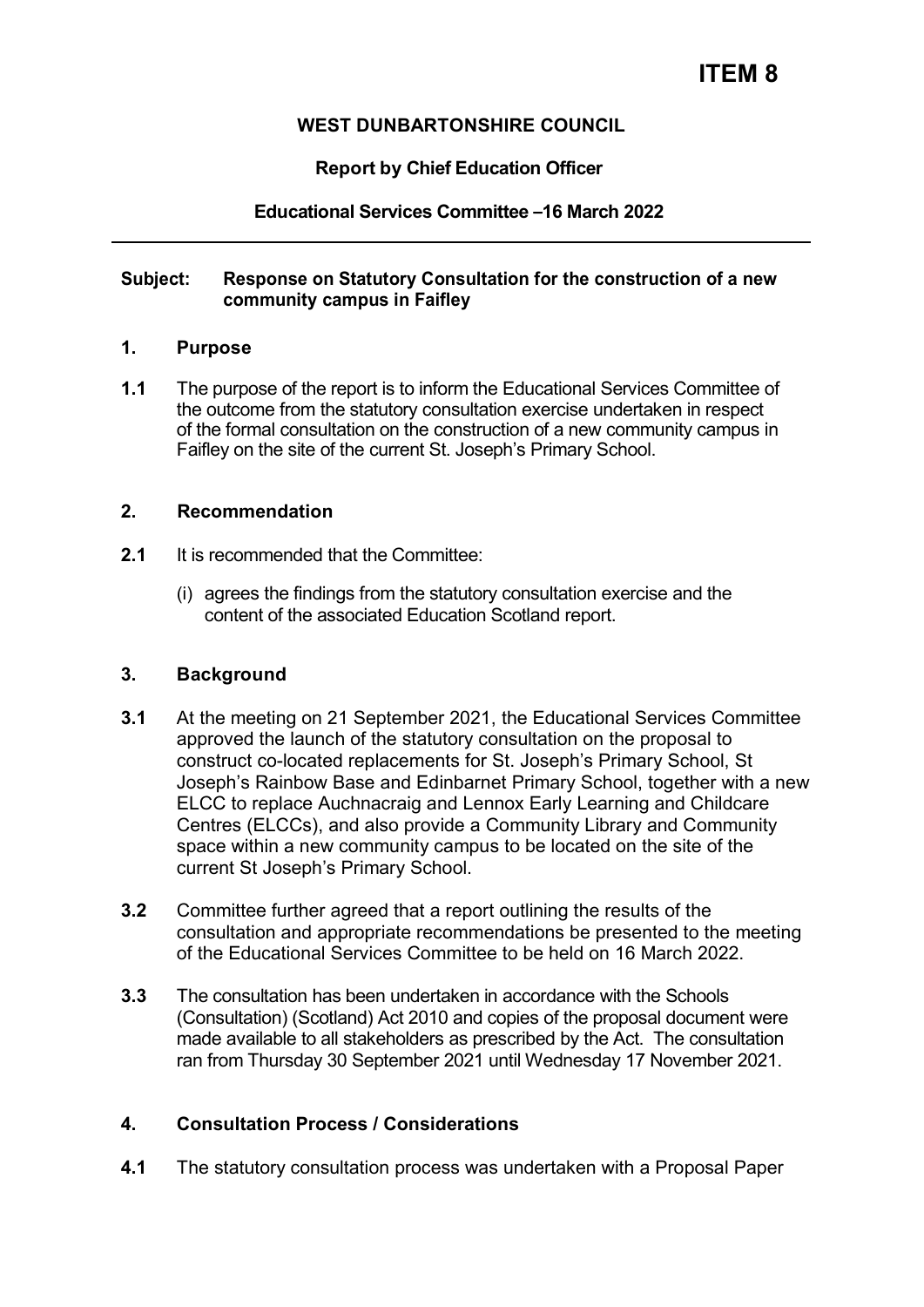# ITEM 8

**WEST DUNBARTONSHIRE COUNCIL**

**Report by Chief Education Officer**

**Educational Services Committee –16 March 2022**

---

**Subject: Response on Statutory Consultation for the construction of a new community campus in Faifley**

## 1. Purpose

**1.1** The purpose of the report is to inform the Educational Services Committee of the outcome from the statutory consultation exercise undertaken in respect of the formal consultation on the construction of a new community campus in Faifley on the site of the current St. Joseph's Primary School.

## 2. Recommendation

**2.1** It is recommended that the Committee:

(i) agrees the findings from the statutory consultation exercise and the content of the associated Education Scotland report.

## 3. Background

**3.1** At the meeting on 21 September 2021, the Educational Services Committee approved the launch of the statutory consultation on the proposal to construct co-located replacements for St. Joseph's Primary School, St Joseph's Rainbow Base and Edinbarnet Primary School, together with a new ELCC to replace Auchnacraig and Lennox Early Learning and Childcare Centres (ELCCs), and also provide a Community Library and Community space within a new community campus to be located on the site of the current St Joseph's Primary School.

**3.2** Committee further agreed that a report outlining the results of the consultation and appropriate recommendations be presented to the meeting of the Educational Services Committee to be held on 16 March 2022.

**3.3** The consultation has been undertaken in accordance with the Schools (Consultation) (Scotland) Act 2010 and copies of the proposal document were made available to all stakeholders as prescribed by the Act. The consultation ran from Thursday 30 September 2021 until Wednesday 17 November 2021.

## 4. Consultation Process / Considerations

**4.1** The statutory consultation process was undertaken with a Proposal Paper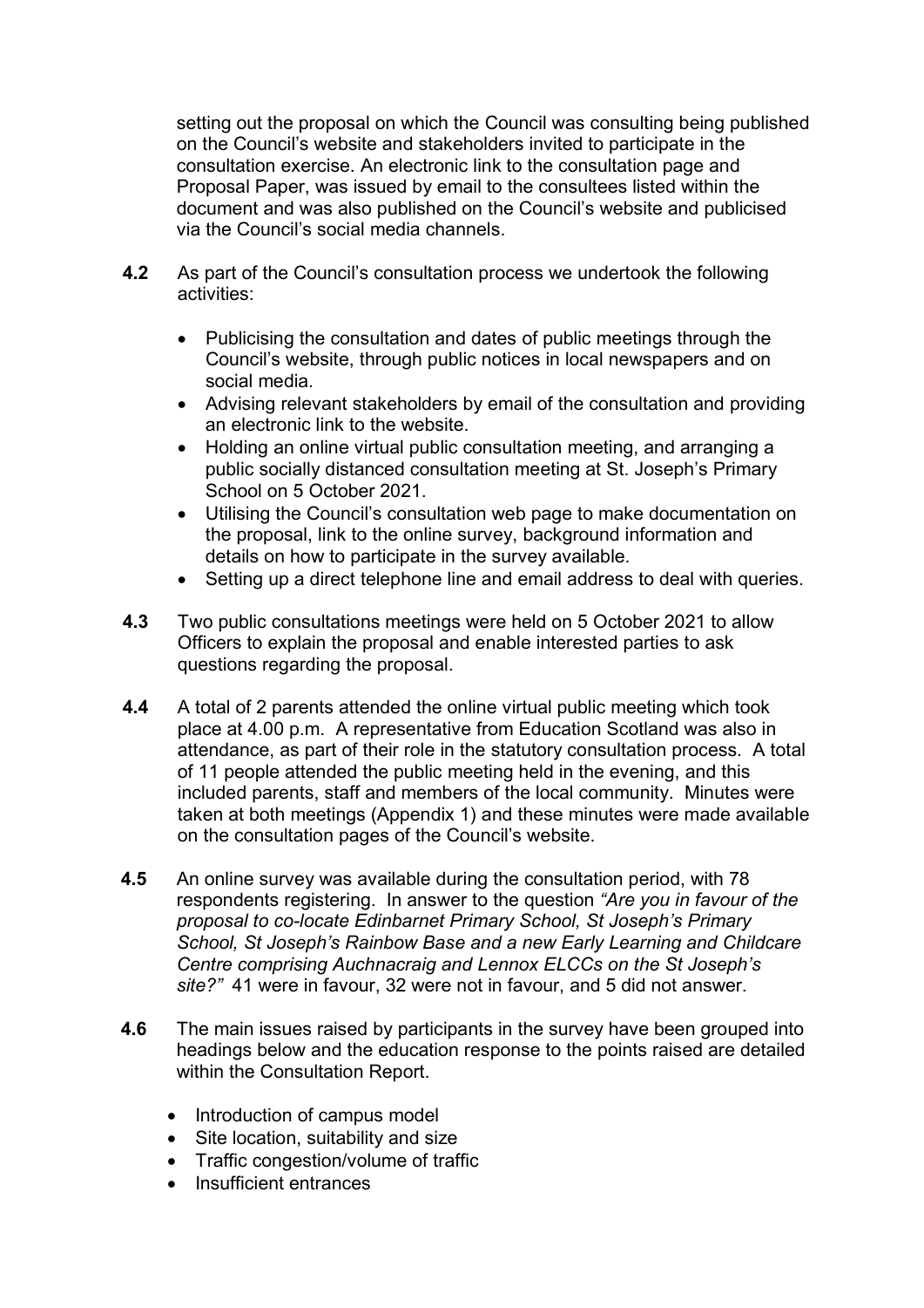setting out the proposal on which the Council was consulting being published on the Council's website and stakeholders invited to participate in the consultation exercise. An electronic link to the consultation page and Proposal Paper, was issued by email to the consultees listed within the document and was also published on the Council's website and publicised via the Council's social media channels.

**4.2** As part of the Council's consultation process we undertook the following activities:

- Publicising the consultation and dates of public meetings through the Council's website, through public notices in local newspapers and on social media.
- Advising relevant stakeholders by email of the consultation and providing an electronic link to the website.
- Holding an online virtual public consultation meeting, and arranging a public socially distanced consultation meeting at St. Joseph's Primary School on 5 October 2021.
- Utilising the Council's consultation web page to make documentation on the proposal, link to the online survey, background information and details on how to participate in the survey available.
- Setting up a direct telephone line and email address to deal with queries.

**4.3** Two public consultations meetings were held on 5 October 2021 to allow Officers to explain the proposal and enable interested parties to ask questions regarding the proposal.

**4.4** A total of 2 parents attended the online virtual public meeting which took place at 4.00 p.m. A representative from Education Scotland was also in attendance, as part of their role in the statutory consultation process. A total of 11 people attended the public meeting held in the evening, and this included parents, staff and members of the local community. Minutes were taken at both meetings (Appendix 1) and these minutes were made available on the consultation pages of the Council's website.

**4.5** An online survey was available during the consultation period, with 78 respondents registering. In answer to the question *"Are you in favour of the proposal to co-locate Edinbarnet Primary School, St Joseph's Primary School, St Joseph's Rainbow Base and a new Early Learning and Childcare Centre comprising Auchnacraig and Lennox ELCCs on the St Joseph's site?"* 41 were in favour, 32 were not in favour, and 5 did not answer.

**4.6** The main issues raised by participants in the survey have been grouped into headings below and the education response to the points raised are detailed within the Consultation Report.

- Introduction of campus model
- Site location, suitability and size
- Traffic congestion/volume of traffic
- Insufficient entrances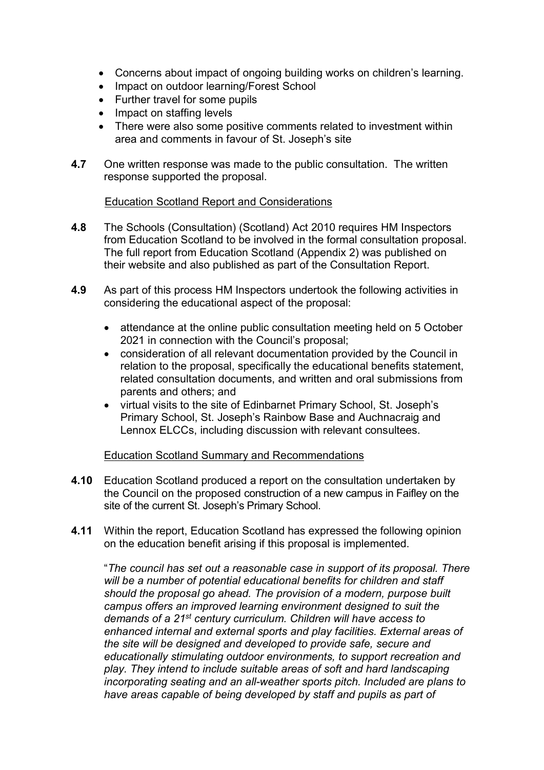- Concerns about impact of ongoing building works on children's learning.
- Impact on outdoor learning/Forest School
- Further travel for some pupils
- Impact on staffing levels
- There were also some positive comments related to investment within area and comments in favour of St. Joseph's site

**4.7** One written response was made to the public consultation. The written response supported the proposal.

Education Scotland Report and Considerations

**4.8** The Schools (Consultation) (Scotland) Act 2010 requires HM Inspectors from Education Scotland to be involved in the formal consultation proposal. The full report from Education Scotland (Appendix 2) was published on their website and also published as part of the Consultation Report.

**4.9** As part of this process HM Inspectors undertook the following activities in considering the educational aspect of the proposal:

- attendance at the online public consultation meeting held on 5 October 2021 in connection with the Council's proposal;
- consideration of all relevant documentation provided by the Council in relation to the proposal, specifically the educational benefits statement, related consultation documents, and written and oral submissions from parents and others; and
- virtual visits to the site of Edinbarnet Primary School, St. Joseph's Primary School, St. Joseph's Rainbow Base and Auchnacraig and Lennox ELCCs, including discussion with relevant consultees.

Education Scotland Summary and Recommendations

**4.10** Education Scotland produced a report on the consultation undertaken by the Council on the proposed construction of a new campus in Faifley on the site of the current St. Joseph's Primary School.

**4.11** Within the report, Education Scotland has expressed the following opinion on the education benefit arising if this proposal is implemented.

"*The council has set out a reasonable case in support of its proposal. There will be a number of potential educational benefits for children and staff should the proposal go ahead. The provision of a modern, purpose built campus offers an improved learning environment designed to suit the demands of a 21st century curriculum. Children will have access to enhanced internal and external sports and play facilities. External areas of the site will be designed and developed to provide safe, secure and educationally stimulating outdoor environments, to support recreation and play. They intend to include suitable areas of soft and hard landscaping incorporating seating and an all-weather sports pitch. Included are plans to have areas capable of being developed by staff and pupils as part of*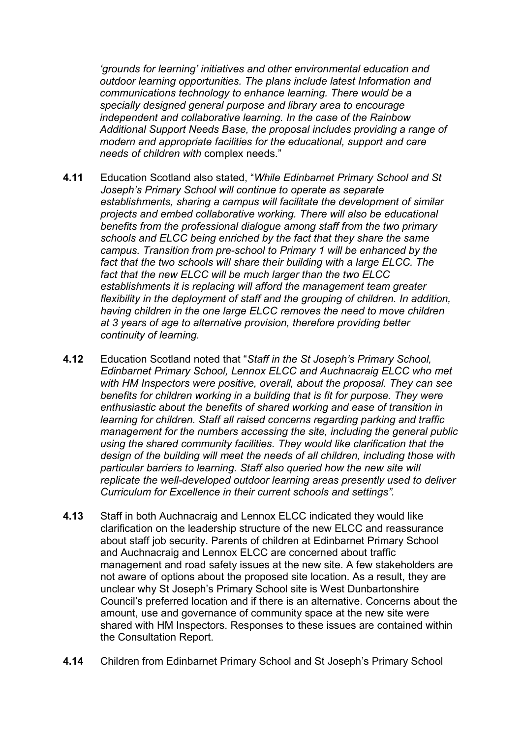*'grounds for learning' initiatives and other environmental education and outdoor learning opportunities. The plans include latest Information and communications technology to enhance learning. There would be a specially designed general purpose and library area to encourage independent and collaborative learning. In the case of the Rainbow Additional Support Needs Base, the proposal includes providing a range of modern and appropriate facilities for the educational, support and care needs of children with* complex needs."

**4.11** Education Scotland also stated, "*While Edinbarnet Primary School and St Joseph's Primary School will continue to operate as separate establishments, sharing a campus will facilitate the development of similar projects and embed collaborative working. There will also be educational benefits from the professional dialogue among staff from the two primary schools and ELCC being enriched by the fact that they share the same campus. Transition from pre-school to Primary 1 will be enhanced by the fact that the two schools will share their building with a large ELCC. The fact that the new ELCC will be much larger than the two ELCC establishments it is replacing will afford the management team greater flexibility in the deployment of staff and the grouping of children. In addition, having children in the one large ELCC removes the need to move children at 3 years of age to alternative provision, therefore providing better continuity of learning.*

**4.12** Education Scotland noted that "*Staff in the St Joseph's Primary School, Edinbarnet Primary School, Lennox ELCC and Auchnacraig ELCC who met with HM Inspectors were positive, overall, about the proposal. They can see benefits for children working in a building that is fit for purpose. They were enthusiastic about the benefits of shared working and ease of transition in learning for children. Staff all raised concerns regarding parking and traffic management for the numbers accessing the site, including the general public using the shared community facilities. They would like clarification that the design of the building will meet the needs of all children, including those with particular barriers to learning. Staff also queried how the new site will replicate the well-developed outdoor learning areas presently used to deliver Curriculum for Excellence in their current schools and settings".*

**4.13** Staff in both Auchnacraig and Lennox ELCC indicated they would like clarification on the leadership structure of the new ELCC and reassurance about staff job security. Parents of children at Edinbarnet Primary School and Auchnacraig and Lennox ELCC are concerned about traffic management and road safety issues at the new site. A few stakeholders are not aware of options about the proposed site location. As a result, they are unclear why St Joseph's Primary School site is West Dunbartonshire Council's preferred location and if there is an alternative. Concerns about the amount, use and governance of community space at the new site were shared with HM Inspectors. Responses to these issues are contained within the Consultation Report.

**4.14** Children from Edinbarnet Primary School and St Joseph's Primary School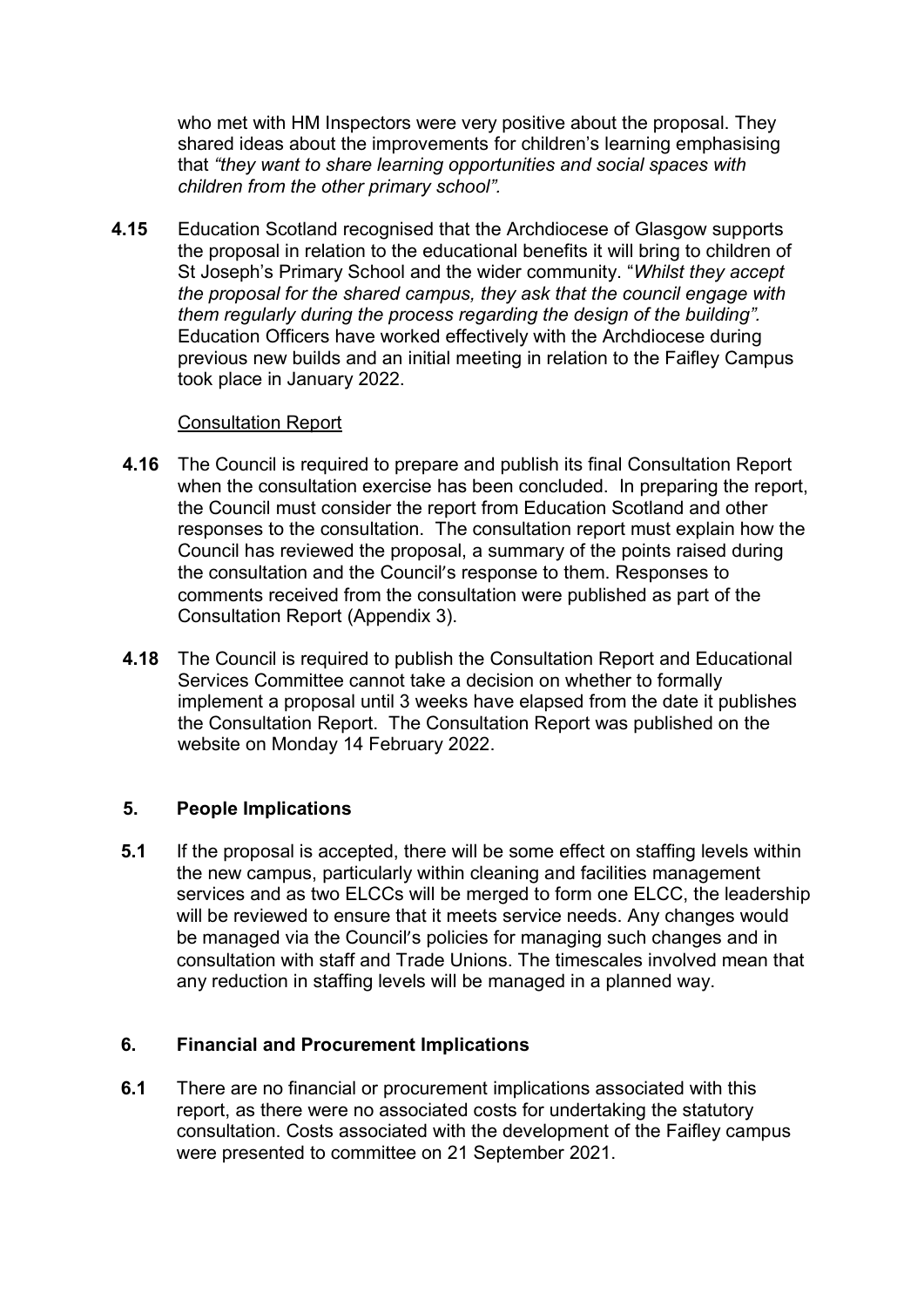who met with HM Inspectors were very positive about the proposal. They shared ideas about the improvements for children's learning emphasising that *"they want to share learning opportunities and social spaces with children from the other primary school".*

**4.15** Education Scotland recognised that the Archdiocese of Glasgow supports the proposal in relation to the educational benefits it will bring to children of St Joseph's Primary School and the wider community. "*Whilst they accept the proposal for the shared campus, they ask that the council engage with them regularly during the process regarding the design of the building".* Education Officers have worked effectively with the Archdiocese during previous new builds and an initial meeting in relation to the Faifley Campus took place in January 2022.

Consultation Report

**4.16** The Council is required to prepare and publish its final Consultation Report when the consultation exercise has been concluded. In preparing the report, the Council must consider the report from Education Scotland and other responses to the consultation. The consultation report must explain how the Council has reviewed the proposal, a summary of the points raised during the consultation and the Council's response to them. Responses to comments received from the consultation were published as part of the Consultation Report (Appendix 3).

**4.18** The Council is required to publish the Consultation Report and Educational Services Committee cannot take a decision on whether to formally implement a proposal until 3 weeks have elapsed from the date it publishes the Consultation Report. The Consultation Report was published on the website on Monday 14 February 2022.

## 5. People Implications

**5.1** If the proposal is accepted, there will be some effect on staffing levels within the new campus, particularly within cleaning and facilities management services and as two ELCCs will be merged to form one ELCC, the leadership will be reviewed to ensure that it meets service needs. Any changes would be managed via the Council's policies for managing such changes and in consultation with staff and Trade Unions. The timescales involved mean that any reduction in staffing levels will be managed in a planned way.

## 6. Financial and Procurement Implications

**6.1** There are no financial or procurement implications associated with this report, as there were no associated costs for undertaking the statutory consultation. Costs associated with the development of the Faifley campus were presented to committee on 21 September 2021.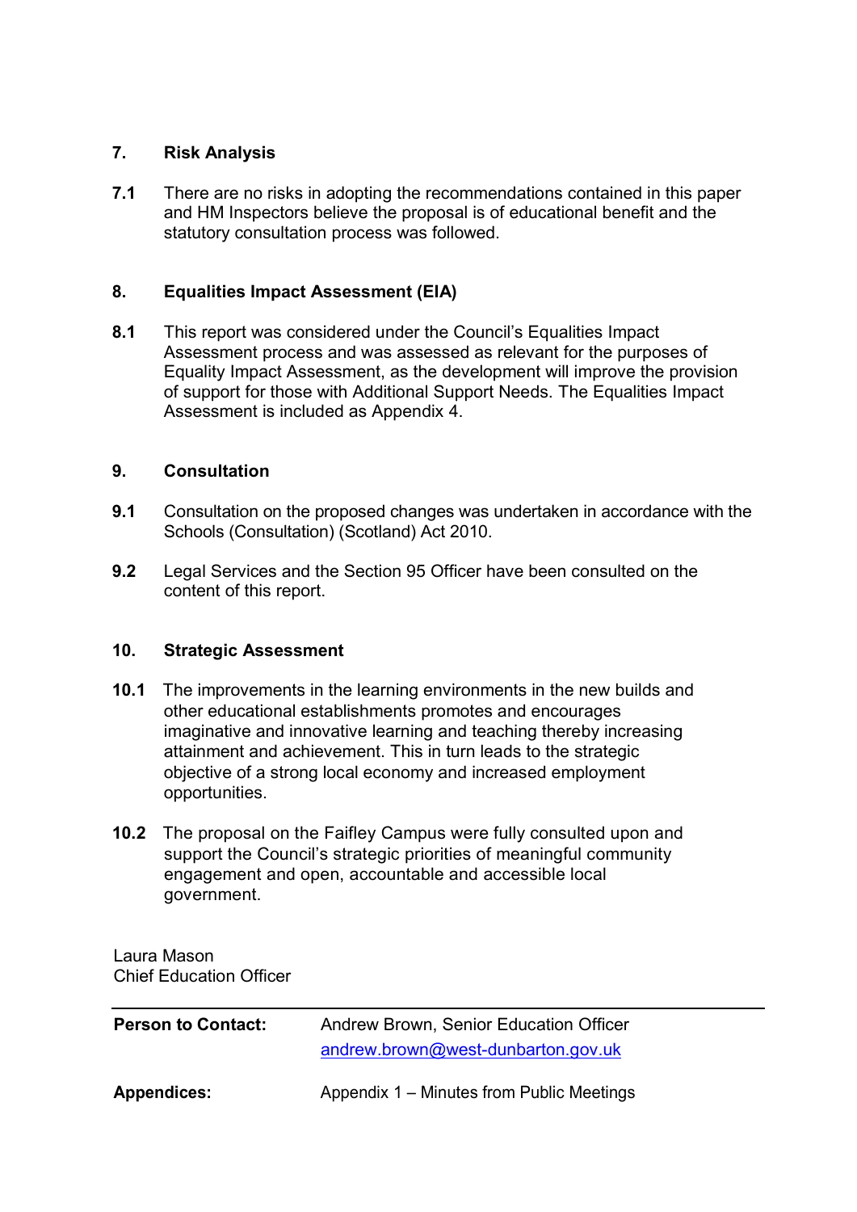## 7. Risk Analysis

**7.1** There are no risks in adopting the recommendations contained in this paper and HM Inspectors believe the proposal is of educational benefit and the statutory consultation process was followed.

## 8. Equalities Impact Assessment (EIA)

**8.1** This report was considered under the Council's Equalities Impact Assessment process and was assessed as relevant for the purposes of Equality Impact Assessment, as the development will improve the provision of support for those with Additional Support Needs. The Equalities Impact Assessment is included as Appendix 4.

## 9. Consultation

**9.1** Consultation on the proposed changes was undertaken in accordance with the Schools (Consultation) (Scotland) Act 2010.

**9.2** Legal Services and the Section 95 Officer have been consulted on the content of this report.

## 10. Strategic Assessment

**10.1** The improvements in the learning environments in the new builds and other educational establishments promotes and encourages imaginative and innovative learning and teaching thereby increasing attainment and achievement. This in turn leads to the strategic objective of a strong local economy and increased employment opportunities.

**10.2** The proposal on the Faifley Campus were fully consulted upon and support the Council's strategic priorities of meaningful community engagement and open, accountable and accessible local government.

Laura Mason
Chief Education Officer

| | |
|---|---|
| **Person to Contact:** | Andrew Brown, Senior Education Officer<br>andrew.brown@west-dunbarton.gov.uk |
| **Appendices:** | Appendix 1 – Minutes from Public Meetings |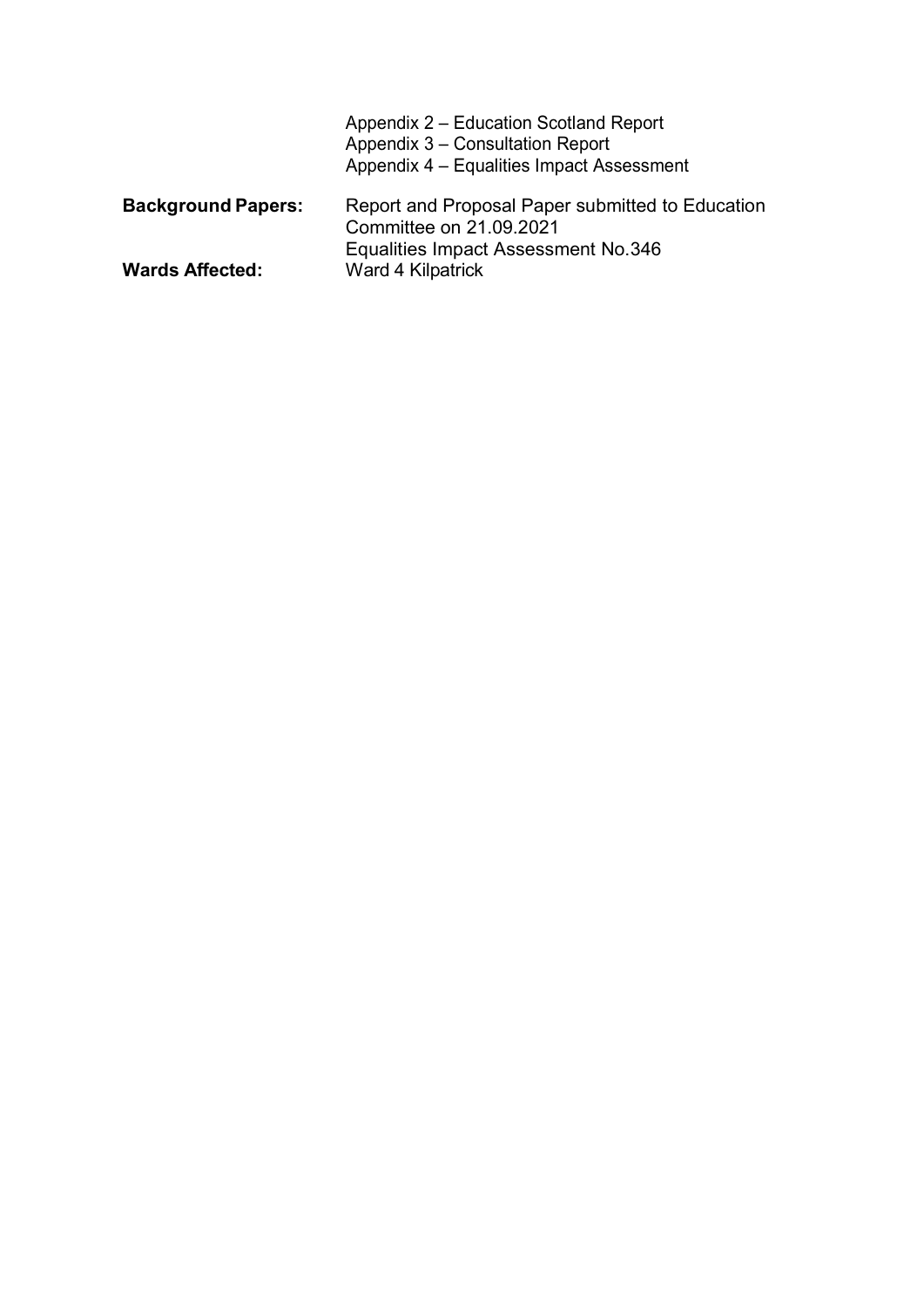Appendix 2 – Education Scotland Report
Appendix 3 – Consultation Report
Appendix 4 – Equalities Impact Assessment

**Background Papers:** Report and Proposal Paper submitted to Education Committee on 21.09.2021
Equalities Impact Assessment No.346

**Wards Affected:** Ward 4 Kilpatrick